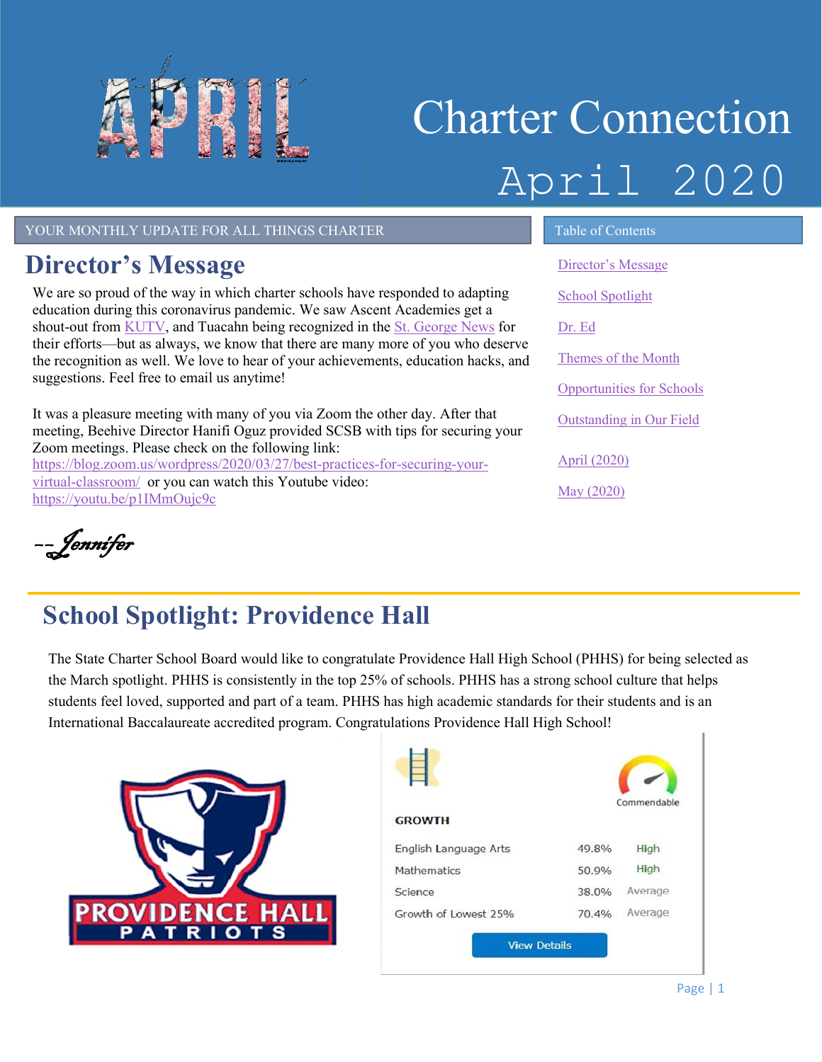# Charter Connection

April 2020

YOUR MONTHLY UPDATE FOR ALL THINGS CHARTER

**Table of Contents**

- [Director's Message]
- [School Spotlight]
- [Dr. Ed]
- [Themes of the Month]
- [Opportunities for Schools]
- [Outstanding in Our Field]
- [April (2020)]
- [May (2020)]

## Director's Message

We are so proud of the way in which charter schools have responded to adapting education during this coronavirus pandemic. We saw Ascent Academies get a shout-out from KUTV, and Tuacahn being recognized in the St. George News for their efforts—but as always, we know that there are many more of you who deserve the recognition as well. We love to hear of your achievements, education hacks, and suggestions. Feel free to email us anytime!

It was a pleasure meeting with many of you via Zoom the other day. After that meeting, Beehive Director Hanifi Oguz provided SCSB with tips for securing your Zoom meetings. Please check on the following link: https://blog.zoom.us/wordpress/2020/03/27/best-practices-for-securing-your-virtual-classroom/ or you can watch this Youtube video: https://youtu.be/p1IMmOujc9c

*--Jennifer*

## School Spotlight: Providence Hall

The State Charter School Board would like to congratulate Providence Hall High School (PHHS) for being selected as the March spotlight. PHHS is consistently in the top 25% of schools. PHHS has a strong school culture that helps students feel loved, supported and part of a team. PHHS has high academic standards for their students and is an International Baccalaureate accredited program. Congratulations Providence Hall High School!

PROVIDENCE HALL PATRIOTS

**GROWTH** — Commendable

| | | |
|---|---|---|
| English Language Arts | 49.8% | High |
| Mathematics | 50.9% | High |
| Science | 38.0% | Average |
| Growth of Lowest 25% | 70.4% | Average |

View Details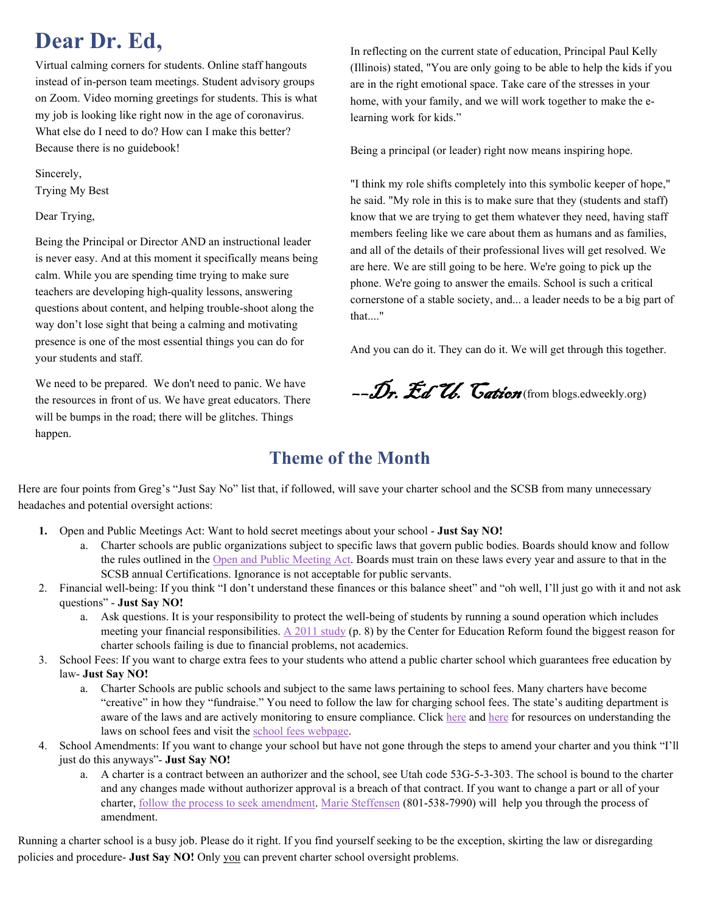# Dear Dr. Ed,

Virtual calming corners for students. Online staff hangouts instead of in-person team meetings. Student advisory groups on Zoom. Video morning greetings for students. This is what my job is looking like right now in the age of coronavirus. What else do I need to do? How can I make this better? Because there is no guidebook!

Sincerely,
Trying My Best

Dear Trying,

Being the Principal or Director AND an instructional leader is never easy. And at this moment it specifically means being calm. While you are spending time trying to make sure teachers are developing high-quality lessons, answering questions about content, and helping trouble-shoot along the way don't lose sight that being a calming and motivating presence is one of the most essential things you can do for your students and staff.

We need to be prepared. We don't need to panic. We have the resources in front of us. We have great educators. There will be bumps in the road; there will be glitches. Things happen.

In reflecting on the current state of education, Principal Paul Kelly (Illinois) stated, "You are only going to be able to help the kids if you are in the right emotional space. Take care of the stresses in your home, with your family, and we will work together to make the e-learning work for kids."

Being a principal (or leader) right now means inspiring hope.

"I think my role shifts completely into this symbolic keeper of hope," he said. "My role in this is to make sure that they (students and staff) know that we are trying to get them whatever they need, having staff members feeling like we care about them as humans and as families, and all of the details of their professional lives will get resolved. We are here. We are still going to be here. We're going to pick up the phone. We're going to answer the emails. School is such a critical cornerstone of a stable society, and... a leader needs to be a big part of that...."

And you can do it. They can do it. We will get through this together.

*--Dr. Ed U. Cation* (from blogs.edweekly.org)

## Theme of the Month

Here are four points from Greg's "Just Say No" list that, if followed, will save your charter school and the SCSB from many unnecessary headaches and potential oversight actions:

1. Open and Public Meetings Act: Want to hold secret meetings about your school - **Just Say NO!**
   a. Charter schools are public organizations subject to specific laws that govern public bodies. Boards should know and follow the rules outlined in the Open and Public Meeting Act. Boards must train on these laws every year and assure to that in the SCSB annual Certifications. Ignorance is not acceptable for public servants.
2. Financial well-being: If you think "I don't understand these finances or this balance sheet" and "oh well, I'll just go with it and not ask questions" - **Just Say NO!**
   a. Ask questions. It is your responsibility to protect the well-being of students by running a sound operation which includes meeting your financial responsibilities. A 2011 study (p. 8) by the Center for Education Reform found the biggest reason for charter schools failing is due to financial problems, not academics.
3. School Fees: If you want to charge extra fees to your students who attend a public charter school which guarantees free education by law- **Just Say NO!**
   a. Charter Schools are public schools and subject to the same laws pertaining to school fees. Many charters have become "creative" in how they "fundraise." You need to follow the law for charging school fees. The state's auditing department is aware of the laws and are actively monitoring to ensure compliance. Click here and here for resources on understanding the laws on school fees and visit the school fees webpage.
4. School Amendments: If you want to change your school but have not gone through the steps to amend your charter and you think "I'll just do this anyways"- **Just Say NO!**
   a. A charter is a contract between an authorizer and the school, see Utah code 53G-5-3-303. The school is bound to the charter and any changes made without authorizer approval is a breach of that contract. If you want to change a part or all of your charter, follow the process to seek amendment. Marie Steffensen (801-538-7990) will help you through the process of amendment.

Running a charter school is a busy job. Please do it right. If you find yourself seeking to be the exception, skirting the law or disregarding policies and procedure- **Just Say NO!** Only you can prevent charter school oversight problems.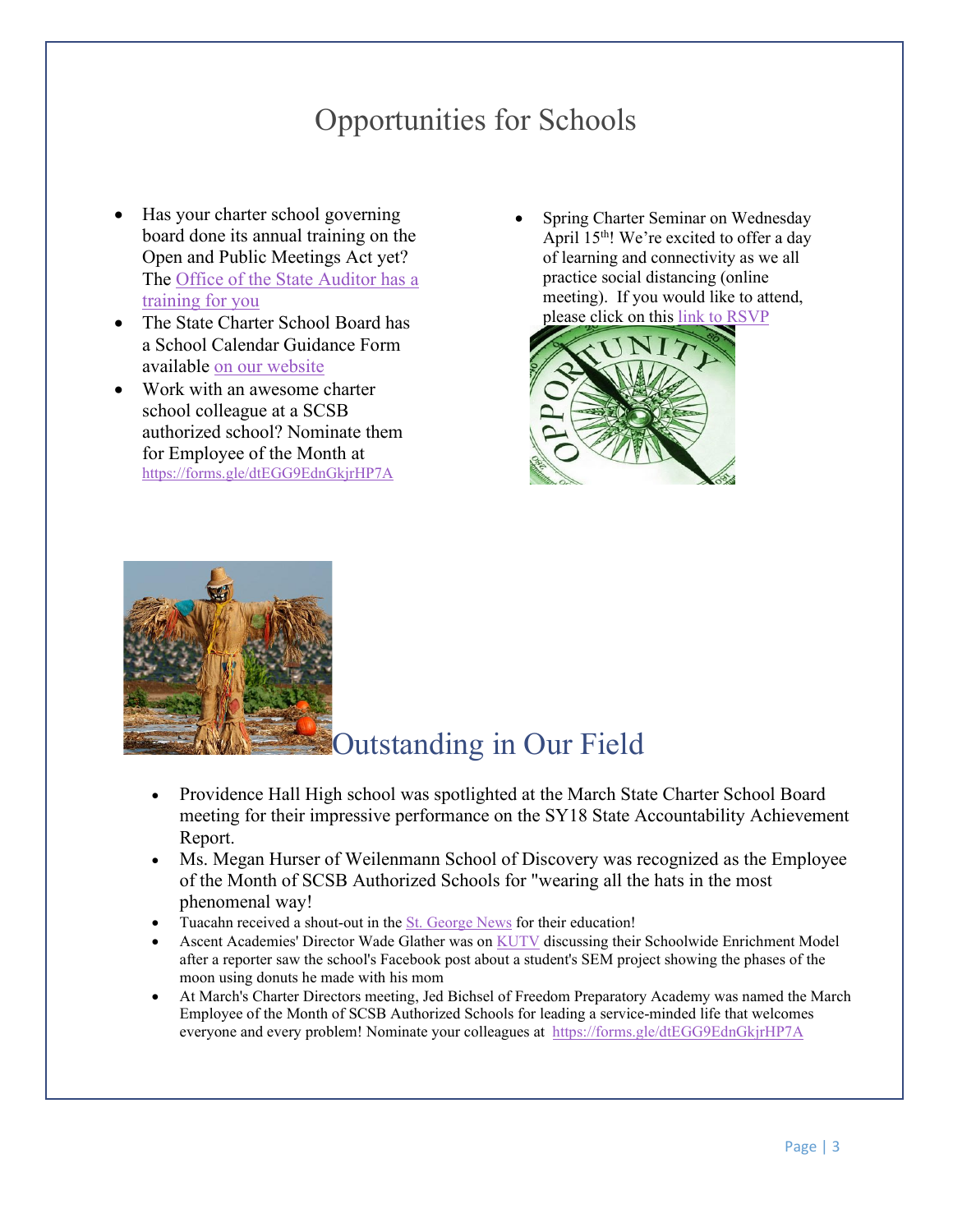# Opportunities for Schools

- Has your charter school governing board done its annual training on the Open and Public Meetings Act yet? The Office of the State Auditor has a training for you
- The State Charter School Board has a School Calendar Guidance Form available on our website
- Work with an awesome charter school colleague at a SCSB authorized school? Nominate them for Employee of the Month at https://forms.gle/dtEGG9EdnGkjrHP7A
- Spring Charter Seminar on Wednesday April 15th! We're excited to offer a day of learning and connectivity as we all practice social distancing (online meeting). If you would like to attend, please click on this link to RSVP

# Outstanding in Our Field

- Providence Hall High school was spotlighted at the March State Charter School Board meeting for their impressive performance on the SY18 State Accountability Achievement Report.
- Ms. Megan Hurser of Weilenmann School of Discovery was recognized as the Employee of the Month of SCSB Authorized Schools for "wearing all the hats in the most phenomenal way!
- Tuacahn received a shout-out in the St. George News for their education!
- Ascent Academies' Director Wade Glather was on KUTV discussing their Schoolwide Enrichment Model after a reporter saw the school's Facebook post about a student's SEM project showing the phases of the moon using donuts he made with his mom
- At March's Charter Directors meeting, Jed Bichsel of Freedom Preparatory Academy was named the March Employee of the Month of SCSB Authorized Schools for leading a service-minded life that welcomes everyone and every problem! Nominate your colleagues at https://forms.gle/dtEGG9EdnGkjrHP7A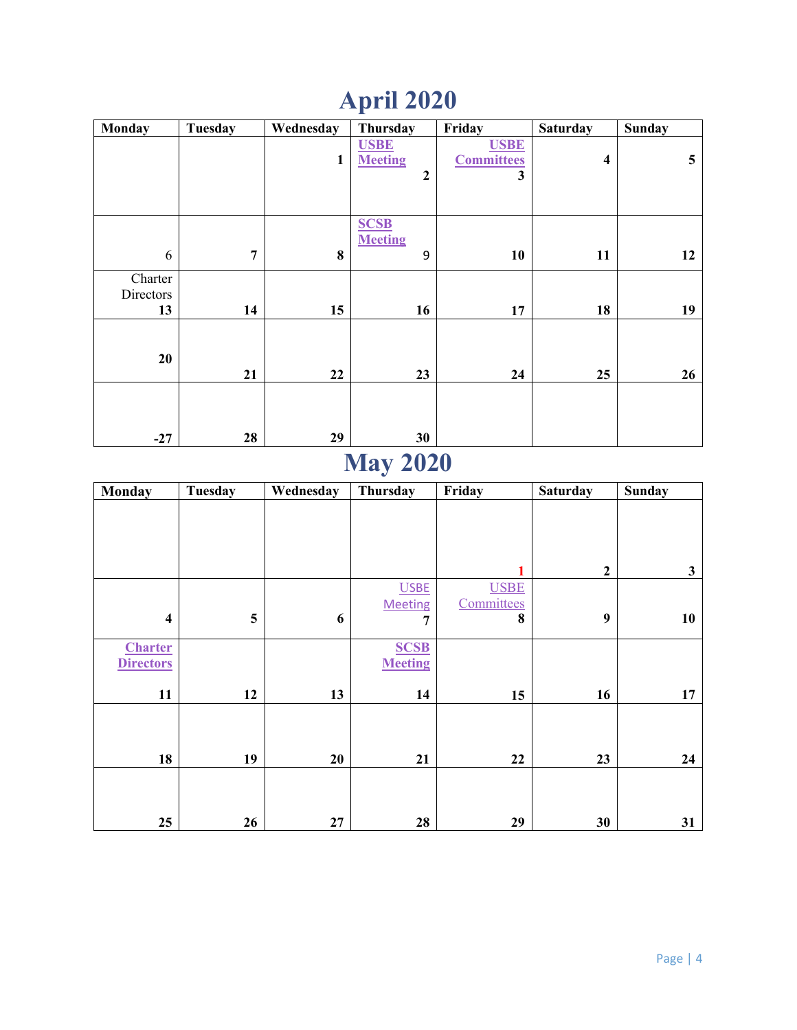# April 2020

| Monday | Tuesday | Wednesday | Thursday | Friday | Saturday | Sunday |
| --- | --- | --- | --- | --- | --- | --- |
| | | 1 | USBE Meeting 2 | USBE Committees 3 | 4 | 5 |
| 6 | 7 | 8 | SCSB Meeting 9 | 10 | 11 | 12 |
| Charter Directors 13 | 14 | 15 | 16 | 17 | 18 | 19 |
| 20 | 21 | 22 | 23 | 24 | 25 | 26 |
| -27 | 28 | 29 | 30 | | | |

# May 2020

| Monday | Tuesday | Wednesday | Thursday | Friday | Saturday | Sunday |
| --- | --- | --- | --- | --- | --- | --- |
| | | | | 1 | 2 | 3 |
| 4 | 5 | 6 | USBE Meeting 7 | USBE Committees 8 | 9 | 10 |
| Charter Directors 11 | 12 | 13 | SCSB Meeting 14 | 15 | 16 | 17 |
| 18 | 19 | 20 | 21 | 22 | 23 | 24 |
| 25 | 26 | 27 | 28 | 29 | 30 | 31 |